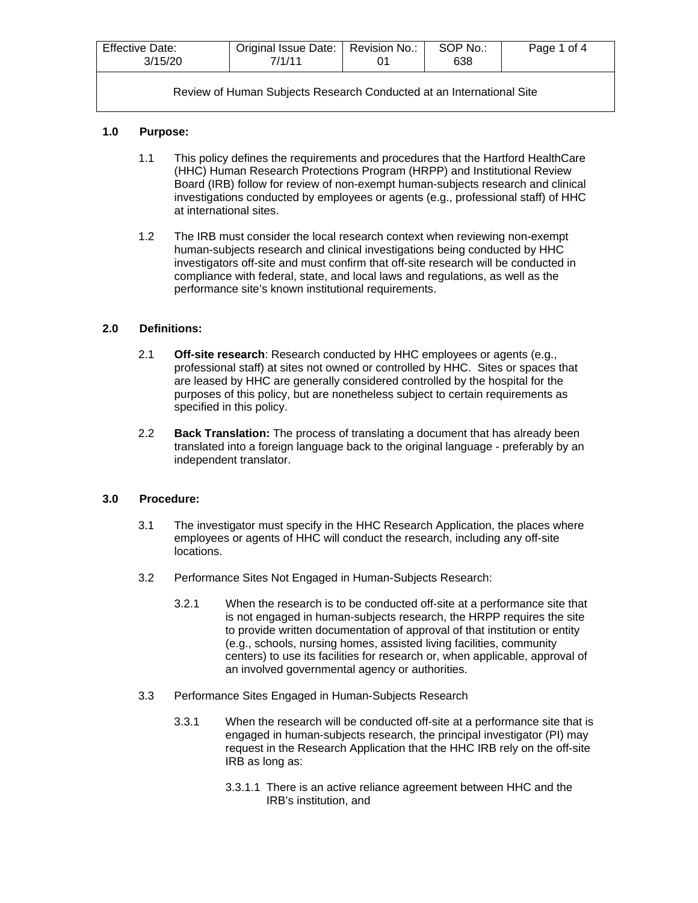| Effective Date: 3/15/20 | Original Issue Date: 7/1/11 | Revision No.: 01 | SOP No.: 638 |
|---|---|---|---|

# Review of Human Subjects Research Conducted at an International Site

## 1.0 Purpose:

1.1 This policy defines the requirements and procedures that the Hartford HealthCare (HHC) Human Research Protections Program (HRPP) and Institutional Review Board (IRB) follow for review of non-exempt human-subjects research and clinical investigations conducted by employees or agents (e.g., professional staff) of HHC at international sites.

1.2 The IRB must consider the local research context when reviewing non-exempt human-subjects research and clinical investigations being conducted by HHC investigators off-site and must confirm that off-site research will be conducted in compliance with federal, state, and local laws and regulations, as well as the performance site's known institutional requirements.

## 2.0 Definitions:

2.1 **Off-site research**: Research conducted by HHC employees or agents (e.g., professional staff) at sites not owned or controlled by HHC. Sites or spaces that are leased by HHC are generally considered controlled by the hospital for the purposes of this policy, but are nonetheless subject to certain requirements as specified in this policy.

2.2 **Back Translation:** The process of translating a document that has already been translated into a foreign language back to the original language - preferably by an independent translator.

## 3.0 Procedure:

3.1 The investigator must specify in the HHC Research Application, the places where employees or agents of HHC will conduct the research, including any off-site locations.

3.2 Performance Sites Not Engaged in Human-Subjects Research:

3.2.1 When the research is to be conducted off-site at a performance site that is not engaged in human-subjects research, the HRPP requires the site to provide written documentation of approval of that institution or entity (e.g., schools, nursing homes, assisted living facilities, community centers) to use its facilities for research or, when applicable, approval of an involved governmental agency or authorities.

3.3 Performance Sites Engaged in Human-Subjects Research

3.3.1 When the research will be conducted off-site at a performance site that is engaged in human-subjects research, the principal investigator (PI) may request in the Research Application that the HHC IRB rely on the off-site IRB as long as:

3.3.1.1 There is an active reliance agreement between HHC and the IRB's institution, and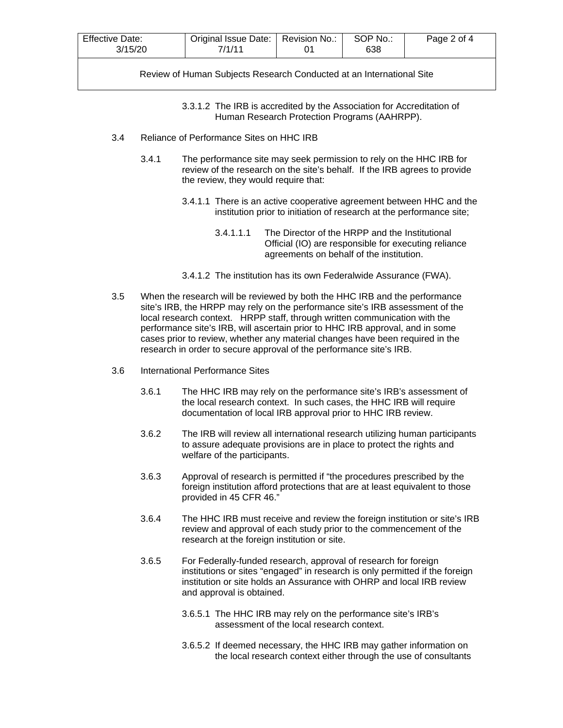3.3.1.2 The IRB is accredited by the Association for Accreditation of Human Research Protection Programs (AAHRPP).

3.4 Reliance of Performance Sites on HHC IRB

3.4.1 The performance site may seek permission to rely on the HHC IRB for review of the research on the site's behalf. If the IRB agrees to provide the review, they would require that:

3.4.1.1 There is an active cooperative agreement between HHC and the institution prior to initiation of research at the performance site;

3.4.1.1.1 The Director of the HRPP and the Institutional Official (IO) are responsible for executing reliance agreements on behalf of the institution.

3.4.1.2 The institution has its own Federalwide Assurance (FWA).

3.5 When the research will be reviewed by both the HHC IRB and the performance site's IRB, the HRPP may rely on the performance site's IRB assessment of the local research context. HRPP staff, through written communication with the performance site's IRB, will ascertain prior to HHC IRB approval, and in some cases prior to review, whether any material changes have been required in the research in order to secure approval of the performance site's IRB.

3.6 International Performance Sites

3.6.1 The HHC IRB may rely on the performance site's IRB's assessment of the local research context. In such cases, the HHC IRB will require documentation of local IRB approval prior to HHC IRB review.

3.6.2 The IRB will review all international research utilizing human participants to assure adequate provisions are in place to protect the rights and welfare of the participants.

3.6.3 Approval of research is permitted if "the procedures prescribed by the foreign institution afford protections that are at least equivalent to those provided in 45 CFR 46."

3.6.4 The HHC IRB must receive and review the foreign institution or site's IRB review and approval of each study prior to the commencement of the research at the foreign institution or site.

3.6.5 For Federally-funded research, approval of research for foreign institutions or sites "engaged" in research is only permitted if the foreign institution or site holds an Assurance with OHRP and local IRB review and approval is obtained.

3.6.5.1 The HHC IRB may rely on the performance site's IRB's assessment of the local research context.

3.6.5.2 If deemed necessary, the HHC IRB may gather information on the local research context either through the use of consultants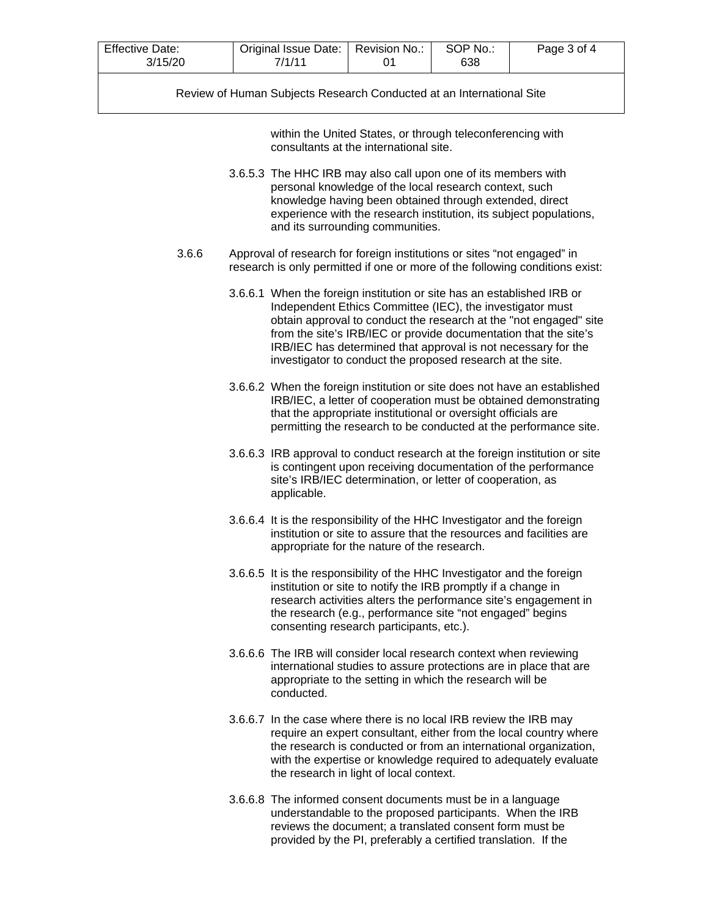within the United States, or through teleconferencing with consultants at the international site.

3.6.5.3 The HHC IRB may also call upon one of its members with personal knowledge of the local research context, such knowledge having been obtained through extended, direct experience with the research institution, its subject populations, and its surrounding communities.

3.6.6 Approval of research for foreign institutions or sites "not engaged" in research is only permitted if one or more of the following conditions exist:

3.6.6.1 When the foreign institution or site has an established IRB or Independent Ethics Committee (IEC), the investigator must obtain approval to conduct the research at the "not engaged" site from the site's IRB/IEC or provide documentation that the site's IRB/IEC has determined that approval is not necessary for the investigator to conduct the proposed research at the site.

3.6.6.2 When the foreign institution or site does not have an established IRB/IEC, a letter of cooperation must be obtained demonstrating that the appropriate institutional or oversight officials are permitting the research to be conducted at the performance site.

3.6.6.3 IRB approval to conduct research at the foreign institution or site is contingent upon receiving documentation of the performance site's IRB/IEC determination, or letter of cooperation, as applicable.

3.6.6.4 It is the responsibility of the HHC Investigator and the foreign institution or site to assure that the resources and facilities are appropriate for the nature of the research.

3.6.6.5 It is the responsibility of the HHC Investigator and the foreign institution or site to notify the IRB promptly if a change in research activities alters the performance site's engagement in the research (e.g., performance site "not engaged" begins consenting research participants, etc.).

3.6.6.6 The IRB will consider local research context when reviewing international studies to assure protections are in place that are appropriate to the setting in which the research will be conducted.

3.6.6.7 In the case where there is no local IRB review the IRB may require an expert consultant, either from the local country where the research is conducted or from an international organization, with the expertise or knowledge required to adequately evaluate the research in light of local context.

3.6.6.8 The informed consent documents must be in a language understandable to the proposed participants. When the IRB reviews the document; a translated consent form must be provided by the PI, preferably a certified translation. If the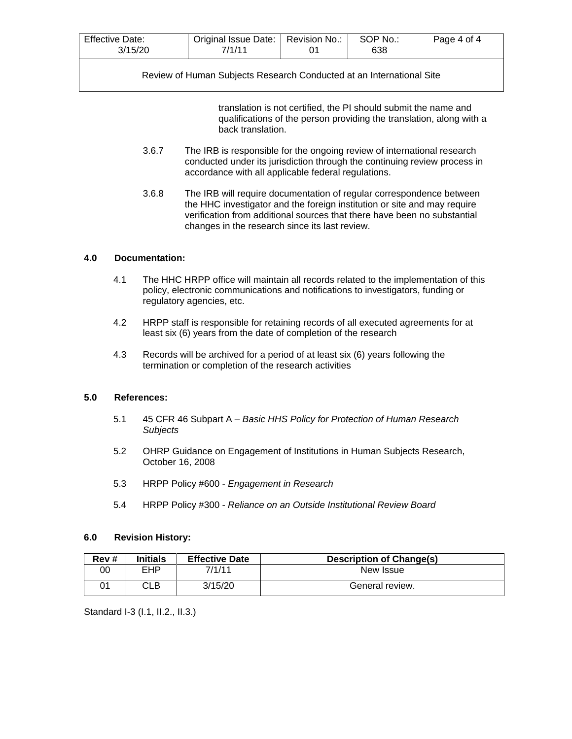translation is not certified, the PI should submit the name and qualifications of the person providing the translation, along with a back translation.

3.6.7 The IRB is responsible for the ongoing review of international research conducted under its jurisdiction through the continuing review process in accordance with all applicable federal regulations.

3.6.8 The IRB will require documentation of regular correspondence between the HHC investigator and the foreign institution or site and may require verification from additional sources that there have been no substantial changes in the research since its last review.

**4.0 Documentation:**

4.1 The HHC HRPP office will maintain all records related to the implementation of this policy, electronic communications and notifications to investigators, funding or regulatory agencies, etc.

4.2 HRPP staff is responsible for retaining records of all executed agreements for at least six (6) years from the date of completion of the research

4.3 Records will be archived for a period of at least six (6) years following the termination or completion of the research activities

**5.0 References:**

5.1 45 CFR 46 Subpart A – *Basic HHS Policy for Protection of Human Research Subjects*

5.2 OHRP Guidance on Engagement of Institutions in Human Subjects Research, October 16, 2008

5.3 HRPP Policy #600 - *Engagement in Research*

5.4 HRPP Policy #300 - *Reliance on an Outside Institutional Review Board*

**6.0 Revision History:**

| Rev # | Initials | Effective Date | Description of Change(s) |
|---|---|---|---|
| 00 | EHP | 7/1/11 | New Issue |
| 01 | CLB | 3/15/20 | General review. |

Standard I-3 (I.1, II.2., II.3.)